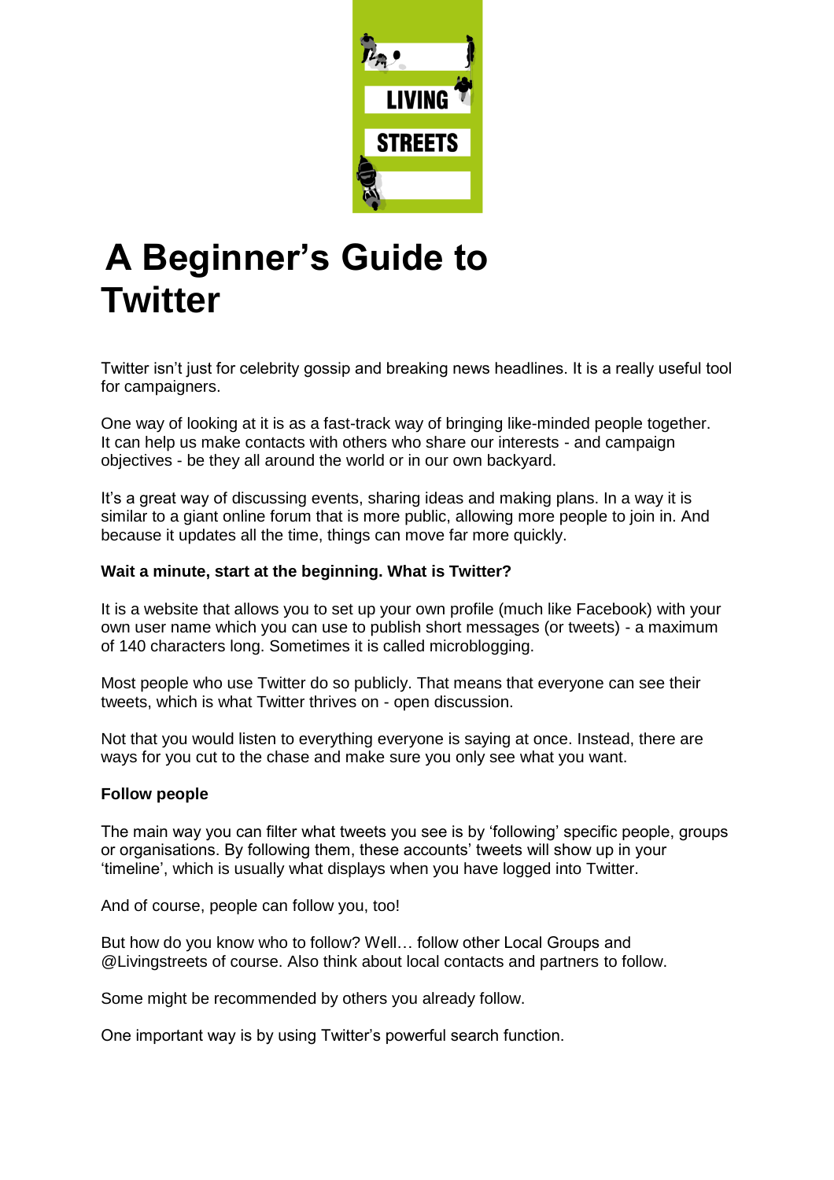LIVING STREETS

# A Beginner's Guide to Twitter

Twitter isn't just for celebrity gossip and breaking news headlines. It is a really useful tool for campaigners.

One way of looking at it is as a fast-track way of bringing like-minded people together. It can help us make contacts with others who share our interests - and campaign objectives - be they all around the world or in our own backyard.

It's a great way of discussing events, sharing ideas and making plans. In a way it is similar to a giant online forum that is more public, allowing more people to join in. And because it updates all the time, things can move far more quickly.

**Wait a minute, start at the beginning. What is Twitter?**

It is a website that allows you to set up your own profile (much like Facebook) with your own user name which you can use to publish short messages (or tweets) - a maximum of 140 characters long. Sometimes it is called microblogging.

Most people who use Twitter do so publicly. That means that everyone can see their tweets, which is what Twitter thrives on - open discussion.

Not that you would listen to everything everyone is saying at once. Instead, there are ways for you cut to the chase and make sure you only see what you want.

**Follow people**

The main way you can filter what tweets you see is by 'following' specific people, groups or organisations. By following them, these accounts' tweets will show up in your 'timeline', which is usually what displays when you have logged into Twitter.

And of course, people can follow you, too!

But how do you know who to follow? Well… follow other Local Groups and @Livingstreets of course. Also think about local contacts and partners to follow.

Some might be recommended by others you already follow.

One important way is by using Twitter's powerful search function.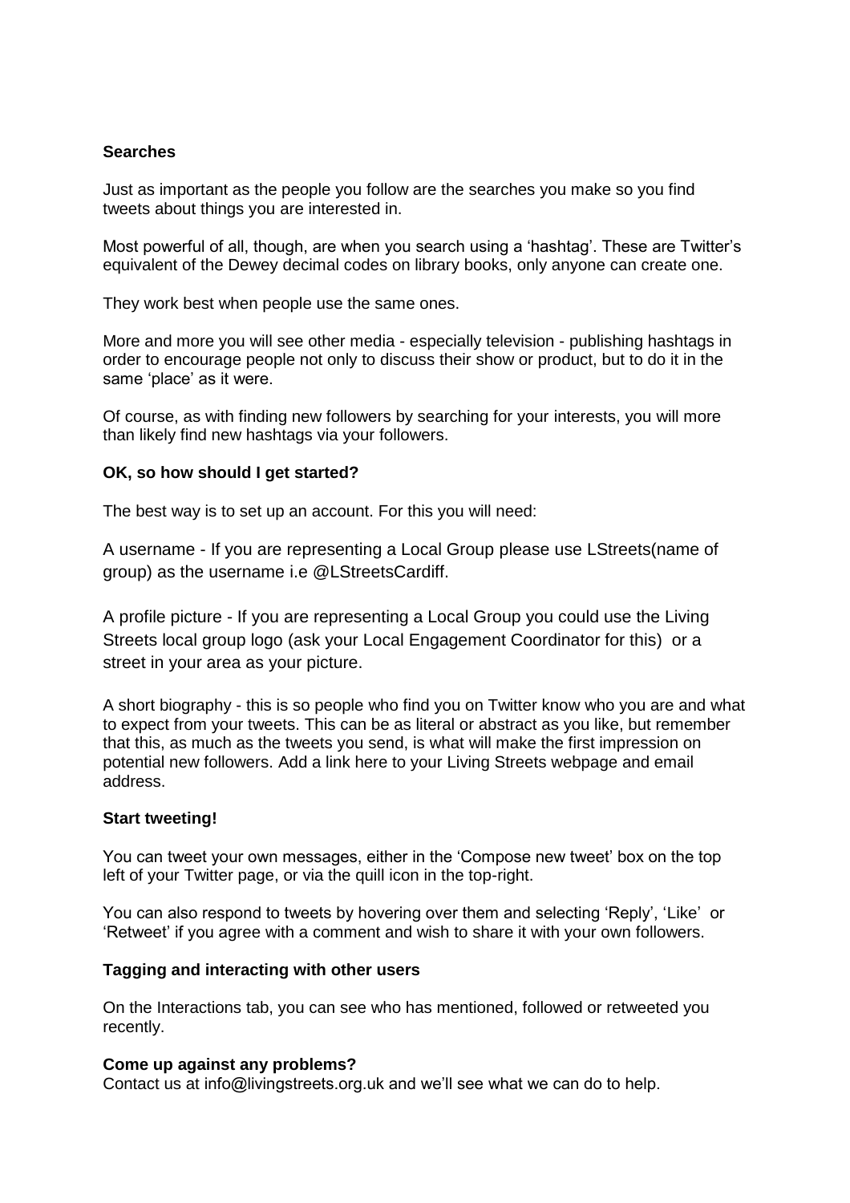**Searches**

Just as important as the people you follow are the searches you make so you find tweets about things you are interested in.

Most powerful of all, though, are when you search using a 'hashtag'. These are Twitter's equivalent of the Dewey decimal codes on library books, only anyone can create one.

They work best when people use the same ones.

More and more you will see other media - especially television - publishing hashtags in order to encourage people not only to discuss their show or product, but to do it in the same 'place' as it were.

Of course, as with finding new followers by searching for your interests, you will more than likely find new hashtags via your followers.

**OK, so how should I get started?**

The best way is to set up an account. For this you will need:

A username - If you are representing a Local Group please use LStreets(name of group) as the username i.e @LStreetsCardiff.

A profile picture - If you are representing a Local Group you could use the Living Streets local group logo (ask your Local Engagement Coordinator for this) or a street in your area as your picture.

A short biography - this is so people who find you on Twitter know who you are and what to expect from your tweets. This can be as literal or abstract as you like, but remember that this, as much as the tweets you send, is what will make the first impression on potential new followers. Add a link here to your Living Streets webpage and email address.

**Start tweeting!**

You can tweet your own messages, either in the 'Compose new tweet' box on the top left of your Twitter page, or via the quill icon in the top-right.

You can also respond to tweets by hovering over them and selecting 'Reply', 'Like' or 'Retweet' if you agree with a comment and wish to share it with your own followers.

**Tagging and interacting with other users**

On the Interactions tab, you can see who has mentioned, followed or retweeted you recently.

**Come up against any problems?**

Contact us at info@livingstreets.org.uk and we'll see what we can do to help.